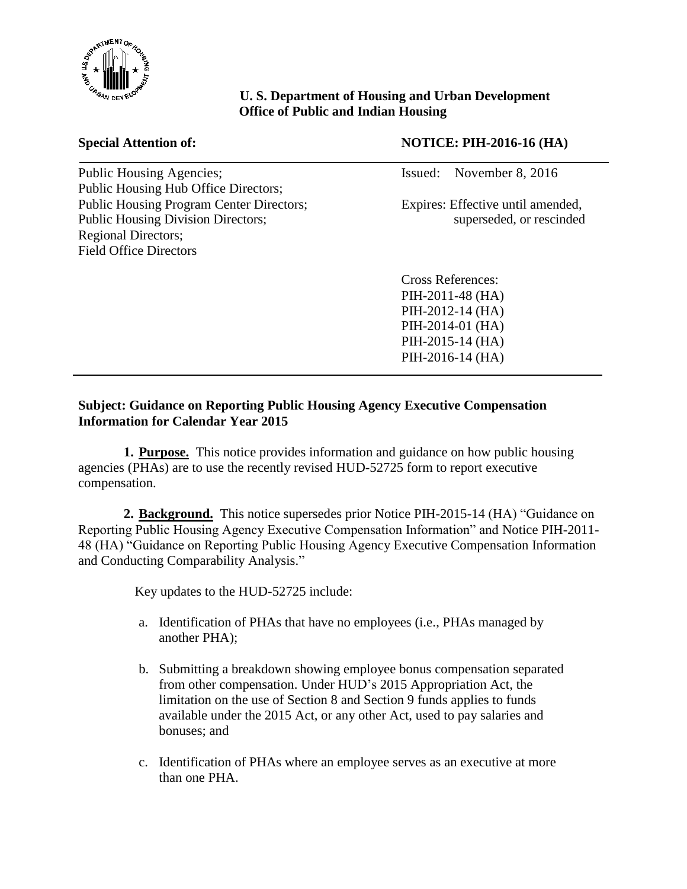**U. S. Department of Housing and Urban Development**
**Office of Public and Indian Housing**

| **Special Attention of:** | **NOTICE: PIH-2016-16 (HA)** |
|---|---|
| Public Housing Agencies;<br>Public Housing Hub Office Directors;<br>Public Housing Program Center Directors;<br>Public Housing Division Directors;<br>Regional Directors;<br>Field Office Directors | Issued: November 8, 2016<br><br>Expires: Effective until amended, superseded, or rescinded<br><br>Cross References:<br>PIH-2011-48 (HA)<br>PIH-2012-14 (HA)<br>PIH-2014-01 (HA)<br>PIH-2015-14 (HA)<br>PIH-2016-14 (HA) |

**Subject: Guidance on Reporting Public Housing Agency Executive Compensation Information for Calendar Year 2015**

**1. Purpose.** This notice provides information and guidance on how public housing agencies (PHAs) are to use the recently revised HUD-52725 form to report executive compensation.

**2. Background.** This notice supersedes prior Notice PIH-2015-14 (HA) "Guidance on Reporting Public Housing Agency Executive Compensation Information" and Notice PIH-2011-48 (HA) "Guidance on Reporting Public Housing Agency Executive Compensation Information and Conducting Comparability Analysis."

Key updates to the HUD-52725 include:

a. Identification of PHAs that have no employees (i.e., PHAs managed by another PHA);

b. Submitting a breakdown showing employee bonus compensation separated from other compensation. Under HUD's 2015 Appropriation Act, the limitation on the use of Section 8 and Section 9 funds applies to funds available under the 2015 Act, or any other Act, used to pay salaries and bonuses; and

c. Identification of PHAs where an employee serves as an executive at more than one PHA.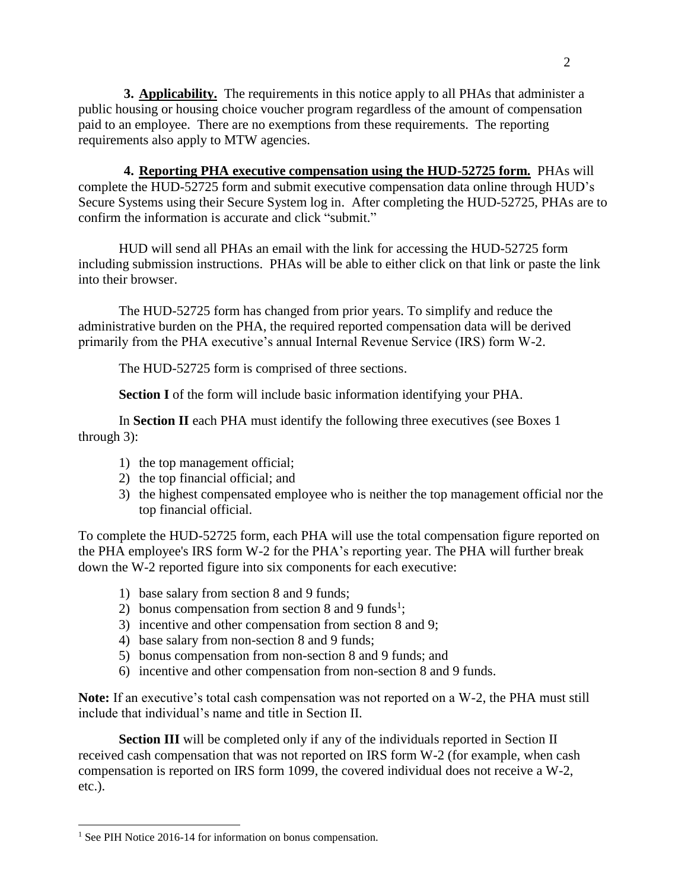**3. Applicability.** The requirements in this notice apply to all PHAs that administer a public housing or housing choice voucher program regardless of the amount of compensation paid to an employee. There are no exemptions from these requirements. The reporting requirements also apply to MTW agencies.

**4. Reporting PHA executive compensation using the HUD-52725 form.** PHAs will complete the HUD-52725 form and submit executive compensation data online through HUD's Secure Systems using their Secure System log in. After completing the HUD-52725, PHAs are to confirm the information is accurate and click "submit."

HUD will send all PHAs an email with the link for accessing the HUD-52725 form including submission instructions. PHAs will be able to either click on that link or paste the link into their browser.

The HUD-52725 form has changed from prior years. To simplify and reduce the administrative burden on the PHA, the required reported compensation data will be derived primarily from the PHA executive's annual Internal Revenue Service (IRS) form W-2.

The HUD-52725 form is comprised of three sections.

**Section I** of the form will include basic information identifying your PHA.

In **Section II** each PHA must identify the following three executives (see Boxes 1 through 3):

1) the top management official;
2) the top financial official; and
3) the highest compensated employee who is neither the top management official nor the top financial official.

To complete the HUD-52725 form, each PHA will use the total compensation figure reported on the PHA employee's IRS form W-2 for the PHA's reporting year. The PHA will further break down the W-2 reported figure into six components for each executive:

1) base salary from section 8 and 9 funds;
2) bonus compensation from section 8 and 9 funds[1];
3) incentive and other compensation from section 8 and 9;
4) base salary from non-section 8 and 9 funds;
5) bonus compensation from non-section 8 and 9 funds; and
6) incentive and other compensation from non-section 8 and 9 funds.

**Note:** If an executive's total cash compensation was not reported on a W-2, the PHA must still include that individual's name and title in Section II.

**Section III** will be completed only if any of the individuals reported in Section II received cash compensation that was not reported on IRS form W-2 (for example, when cash compensation is reported on IRS form 1099, the covered individual does not receive a W-2, etc.).

---

[1] See PIH Notice 2016-14 for information on bonus compensation.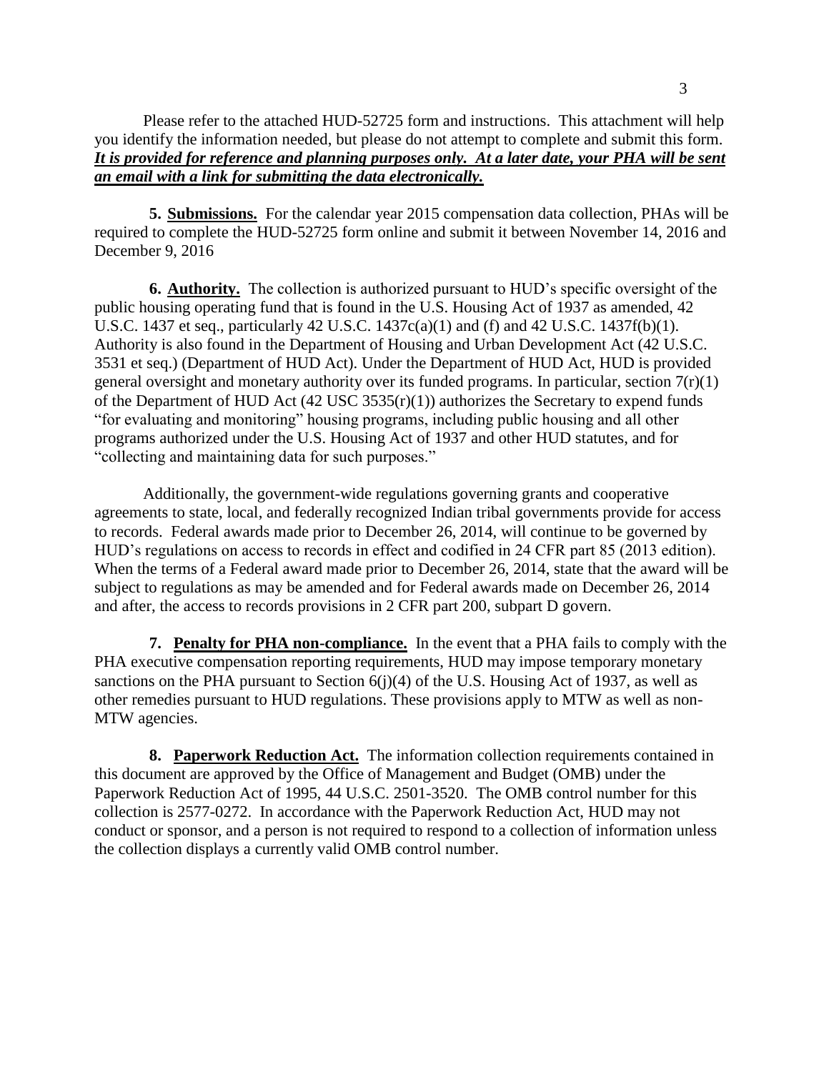Please refer to the attached HUD-52725 form and instructions. This attachment will help you identify the information needed, but please do not attempt to complete and submit this form. ***It is provided for reference and planning purposes only. At a later date, your PHA will be sent an email with a link for submitting the data electronically.***

**5. Submissions.** For the calendar year 2015 compensation data collection, PHAs will be required to complete the HUD-52725 form online and submit it between November 14, 2016 and December 9, 2016

**6. Authority.** The collection is authorized pursuant to HUD's specific oversight of the public housing operating fund that is found in the U.S. Housing Act of 1937 as amended, 42 U.S.C. 1437 et seq., particularly 42 U.S.C. 1437c(a)(1) and (f) and 42 U.S.C. 1437f(b)(1). Authority is also found in the Department of Housing and Urban Development Act (42 U.S.C. 3531 et seq.) (Department of HUD Act). Under the Department of HUD Act, HUD is provided general oversight and monetary authority over its funded programs. In particular, section 7(r)(1) of the Department of HUD Act (42 USC 3535(r)(1)) authorizes the Secretary to expend funds "for evaluating and monitoring" housing programs, including public housing and all other programs authorized under the U.S. Housing Act of 1937 and other HUD statutes, and for "collecting and maintaining data for such purposes."

Additionally, the government-wide regulations governing grants and cooperative agreements to state, local, and federally recognized Indian tribal governments provide for access to records. Federal awards made prior to December 26, 2014, will continue to be governed by HUD's regulations on access to records in effect and codified in 24 CFR part 85 (2013 edition). When the terms of a Federal award made prior to December 26, 2014, state that the award will be subject to regulations as may be amended and for Federal awards made on December 26, 2014 and after, the access to records provisions in 2 CFR part 200, subpart D govern.

**7. Penalty for PHA non-compliance.** In the event that a PHA fails to comply with the PHA executive compensation reporting requirements, HUD may impose temporary monetary sanctions on the PHA pursuant to Section 6(j)(4) of the U.S. Housing Act of 1937, as well as other remedies pursuant to HUD regulations. These provisions apply to MTW as well as non-MTW agencies.

**8. Paperwork Reduction Act.** The information collection requirements contained in this document are approved by the Office of Management and Budget (OMB) under the Paperwork Reduction Act of 1995, 44 U.S.C. 2501-3520. The OMB control number for this collection is 2577-0272. In accordance with the Paperwork Reduction Act, HUD may not conduct or sponsor, and a person is not required to respond to a collection of information unless the collection displays a currently valid OMB control number.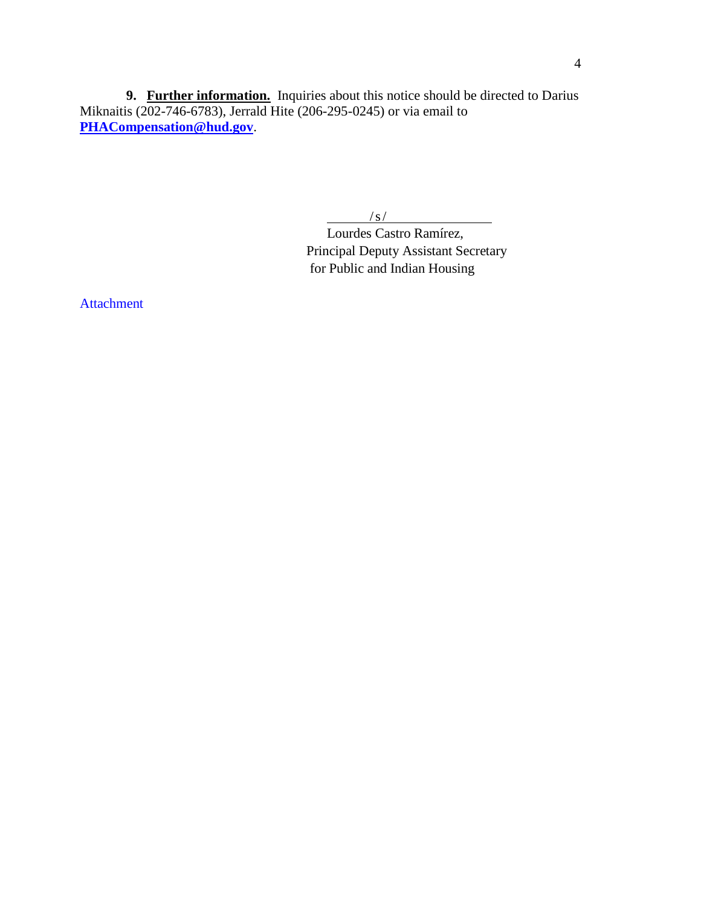**9. Further information.** Inquiries about this notice should be directed to Darius Miknaitis (202-746-6783), Jerrald Hite (206-295-0245) or via email to **PHACompensation@hud.gov**.

/s/

Lourdes Castro Ramírez,
Principal Deputy Assistant Secretary
for Public and Indian Housing

Attachment